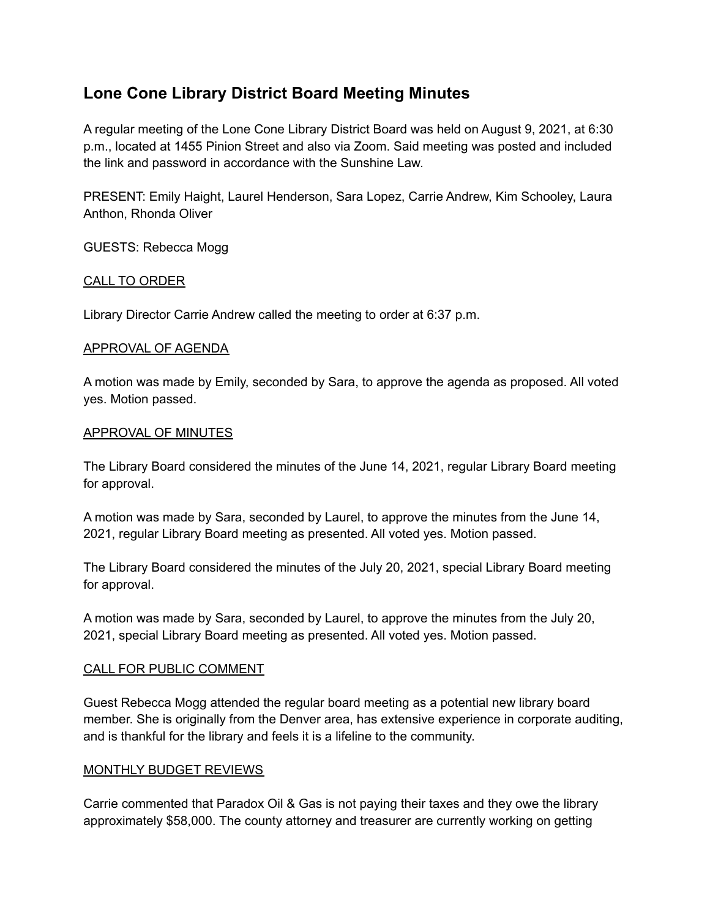# Lone Cone Library District Board Meeting Minutes

A regular meeting of the Lone Cone Library District Board was held on August 9, 2021, at 6:30 p.m., located at 1455 Pinion Street and also via Zoom. Said meeting was posted and included the link and password in accordance with the Sunshine Law.

PRESENT: Emily Haight, Laurel Henderson, Sara Lopez, Carrie Andrew, Kim Schooley, Laura Anthon, Rhonda Oliver

GUESTS: Rebecca Mogg

<u>CALL TO ORDER</u>

Library Director Carrie Andrew called the meeting to order at 6:37 p.m.

<u>APPROVAL OF AGENDA</u>

A motion was made by Emily, seconded by Sara, to approve the agenda as proposed. All voted yes. Motion passed.

<u>APPROVAL OF MINUTES</u>

The Library Board considered the minutes of the June 14, 2021, regular Library Board meeting for approval.

A motion was made by Sara, seconded by Laurel, to approve the minutes from the June 14, 2021, regular Library Board meeting as presented. All voted yes. Motion passed.

The Library Board considered the minutes of the July 20, 2021, special Library Board meeting for approval.

A motion was made by Sara, seconded by Laurel, to approve the minutes from the July 20, 2021, special Library Board meeting as presented. All voted yes. Motion passed.

<u>CALL FOR PUBLIC COMMENT</u>

Guest Rebecca Mogg attended the regular board meeting as a potential new library board member. She is originally from the Denver area, has extensive experience in corporate auditing, and is thankful for the library and feels it is a lifeline to the community.

<u>MONTHLY BUDGET REVIEWS</u>

Carrie commented that Paradox Oil & Gas is not paying their taxes and they owe the library approximately $58,000. The county attorney and treasurer are currently working on getting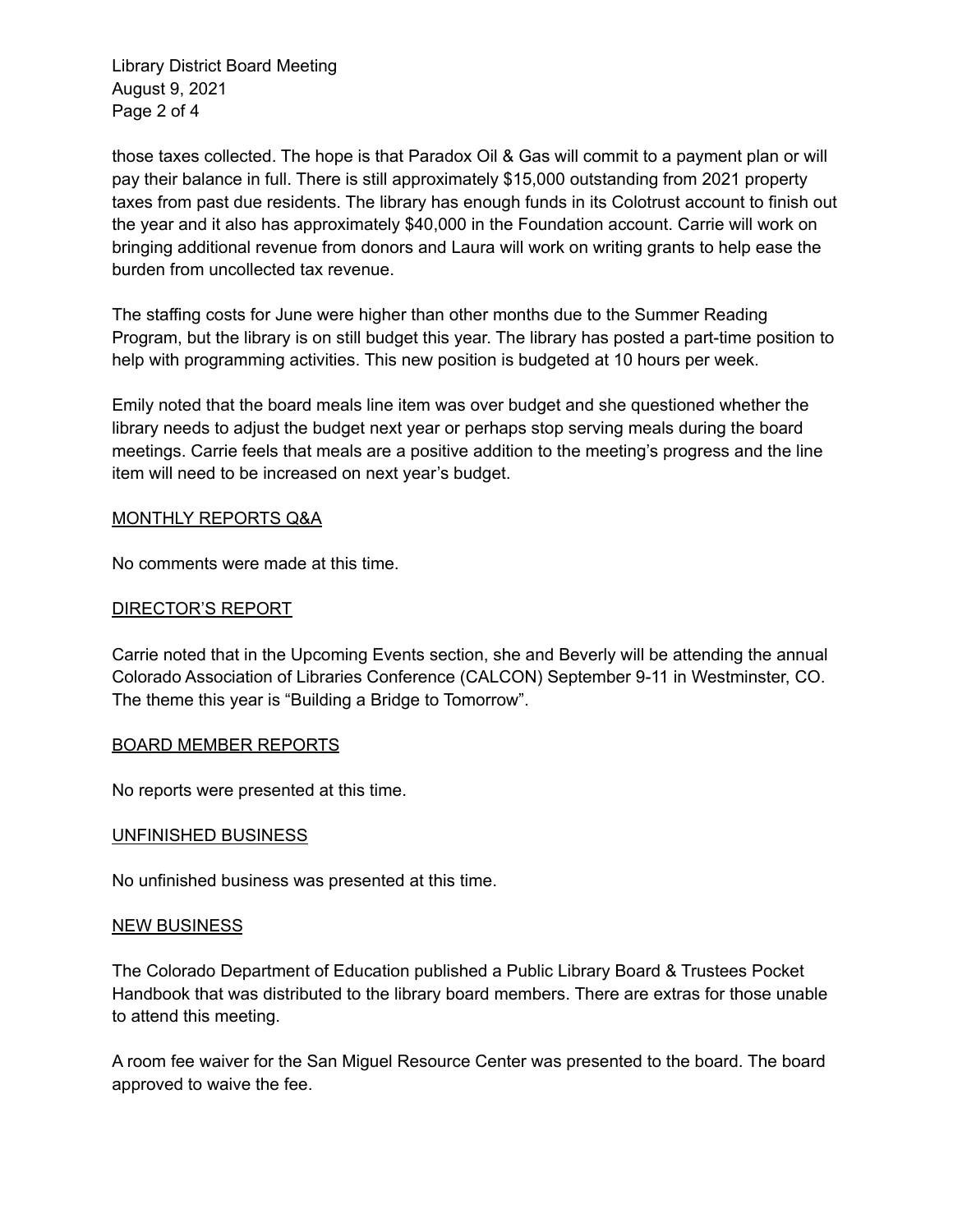those taxes collected. The hope is that Paradox Oil & Gas will commit to a payment plan or will pay their balance in full. There is still approximately $15,000 outstanding from 2021 property taxes from past due residents. The library has enough funds in its Colotrust account to finish out the year and it also has approximately $40,000 in the Foundation account. Carrie will work on bringing additional revenue from donors and Laura will work on writing grants to help ease the burden from uncollected tax revenue.

The staffing costs for June were higher than other months due to the Summer Reading Program, but the library is on still budget this year. The library has posted a part-time position to help with programming activities. This new position is budgeted at 10 hours per week.

Emily noted that the board meals line item was over budget and she questioned whether the library needs to adjust the budget next year or perhaps stop serving meals during the board meetings. Carrie feels that meals are a positive addition to the meeting's progress and the line item will need to be increased on next year's budget.

<u>MONTHLY REPORTS Q&A</u>

No comments were made at this time.

<u>DIRECTOR'S REPORT</u>

Carrie noted that in the Upcoming Events section, she and Beverly will be attending the annual Colorado Association of Libraries Conference (CALCON) September 9-11 in Westminster, CO. The theme this year is "Building a Bridge to Tomorrow".

<u>BOARD MEMBER REPORTS</u>

No reports were presented at this time.

<u>UNFINISHED BUSINESS</u>

No unfinished business was presented at this time.

<u>NEW BUSINESS</u>

The Colorado Department of Education published a Public Library Board & Trustees Pocket Handbook that was distributed to the library board members. There are extras for those unable to attend this meeting.

A room fee waiver for the San Miguel Resource Center was presented to the board. The board approved to waive the fee.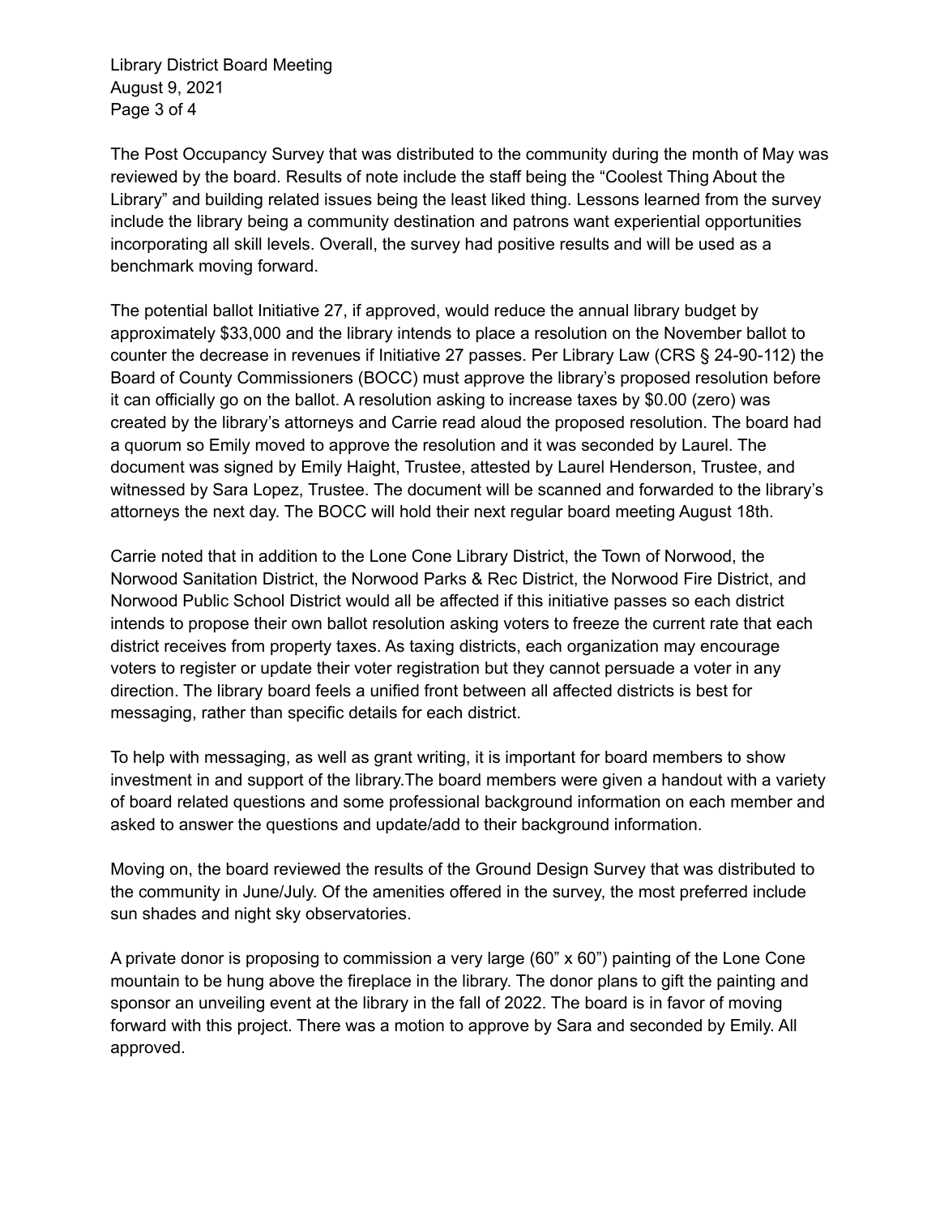The Post Occupancy Survey that was distributed to the community during the month of May was reviewed by the board. Results of note include the staff being the "Coolest Thing About the Library" and building related issues being the least liked thing. Lessons learned from the survey include the library being a community destination and patrons want experiential opportunities incorporating all skill levels. Overall, the survey had positive results and will be used as a benchmark moving forward.

The potential ballot Initiative 27, if approved, would reduce the annual library budget by approximately $33,000 and the library intends to place a resolution on the November ballot to counter the decrease in revenues if Initiative 27 passes. Per Library Law (CRS § 24-90-112) the Board of County Commissioners (BOCC) must approve the library's proposed resolution before it can officially go on the ballot. A resolution asking to increase taxes by $0.00 (zero) was created by the library's attorneys and Carrie read aloud the proposed resolution. The board had a quorum so Emily moved to approve the resolution and it was seconded by Laurel. The document was signed by Emily Haight, Trustee, attested by Laurel Henderson, Trustee, and witnessed by Sara Lopez, Trustee. The document will be scanned and forwarded to the library's attorneys the next day. The BOCC will hold their next regular board meeting August 18th.

Carrie noted that in addition to the Lone Cone Library District, the Town of Norwood, the Norwood Sanitation District, the Norwood Parks & Rec District, the Norwood Fire District, and Norwood Public School District would all be affected if this initiative passes so each district intends to propose their own ballot resolution asking voters to freeze the current rate that each district receives from property taxes. As taxing districts, each organization may encourage voters to register or update their voter registration but they cannot persuade a voter in any direction. The library board feels a unified front between all affected districts is best for messaging, rather than specific details for each district.

To help with messaging, as well as grant writing, it is important for board members to show investment in and support of the library.The board members were given a handout with a variety of board related questions and some professional background information on each member and asked to answer the questions and update/add to their background information.

Moving on, the board reviewed the results of the Ground Design Survey that was distributed to the community in June/July. Of the amenities offered in the survey, the most preferred include sun shades and night sky observatories.

A private donor is proposing to commission a very large (60" x 60") painting of the Lone Cone mountain to be hung above the fireplace in the library. The donor plans to gift the painting and sponsor an unveiling event at the library in the fall of 2022. The board is in favor of moving forward with this project. There was a motion to approve by Sara and seconded by Emily. All approved.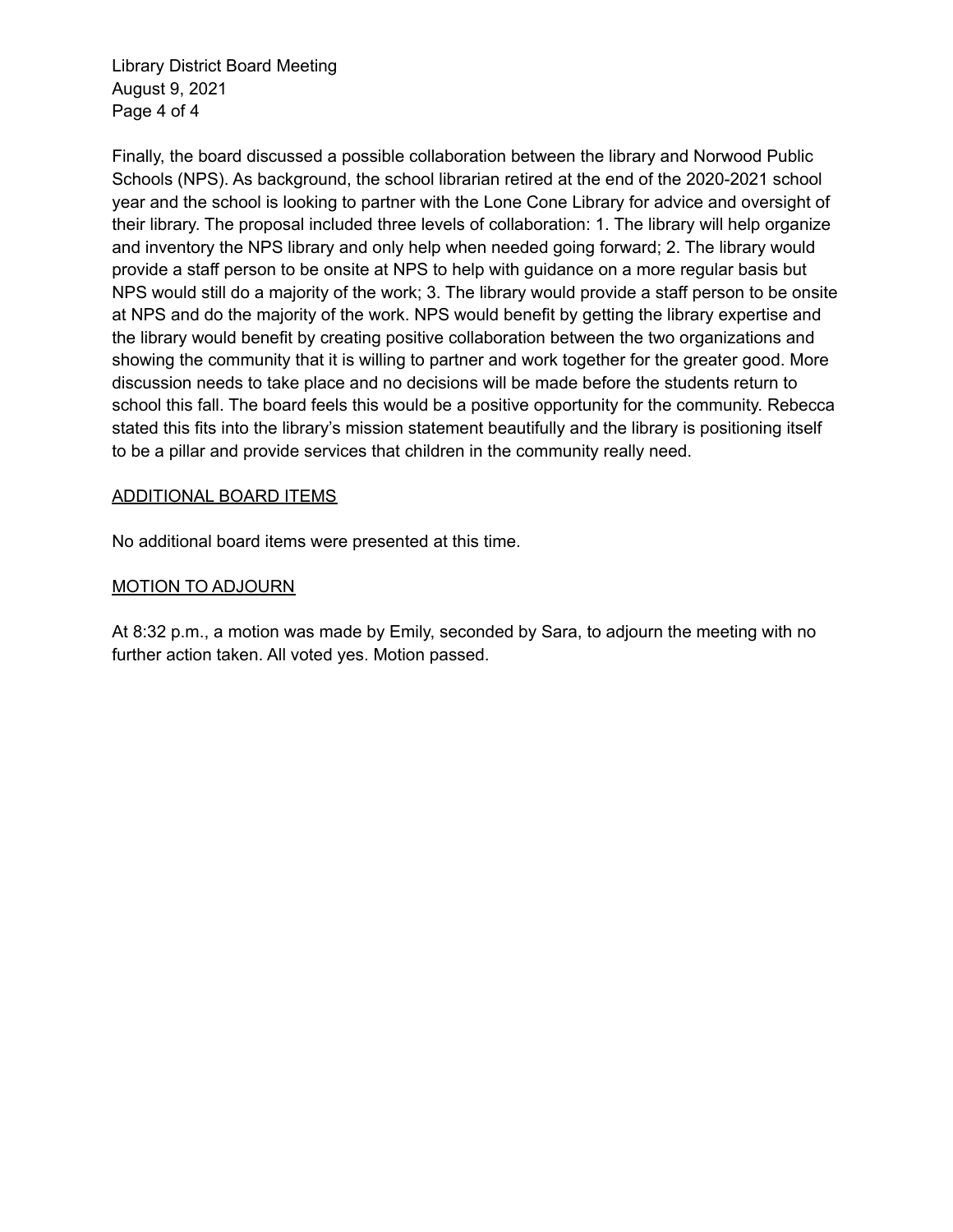Finally, the board discussed a possible collaboration between the library and Norwood Public Schools (NPS). As background, the school librarian retired at the end of the 2020-2021 school year and the school is looking to partner with the Lone Cone Library for advice and oversight of their library. The proposal included three levels of collaboration: 1. The library will help organize and inventory the NPS library and only help when needed going forward; 2. The library would provide a staff person to be onsite at NPS to help with guidance on a more regular basis but NPS would still do a majority of the work; 3. The library would provide a staff person to be onsite at NPS and do the majority of the work. NPS would benefit by getting the library expertise and the library would benefit by creating positive collaboration between the two organizations and showing the community that it is willing to partner and work together for the greater good. More discussion needs to take place and no decisions will be made before the students return to school this fall. The board feels this would be a positive opportunity for the community. Rebecca stated this fits into the library's mission statement beautifully and the library is positioning itself to be a pillar and provide services that children in the community really need.

## ADDITIONAL BOARD ITEMS

No additional board items were presented at this time.

## MOTION TO ADJOURN

At 8:32 p.m., a motion was made by Emily, seconded by Sara, to adjourn the meeting with no further action taken. All voted yes. Motion passed.